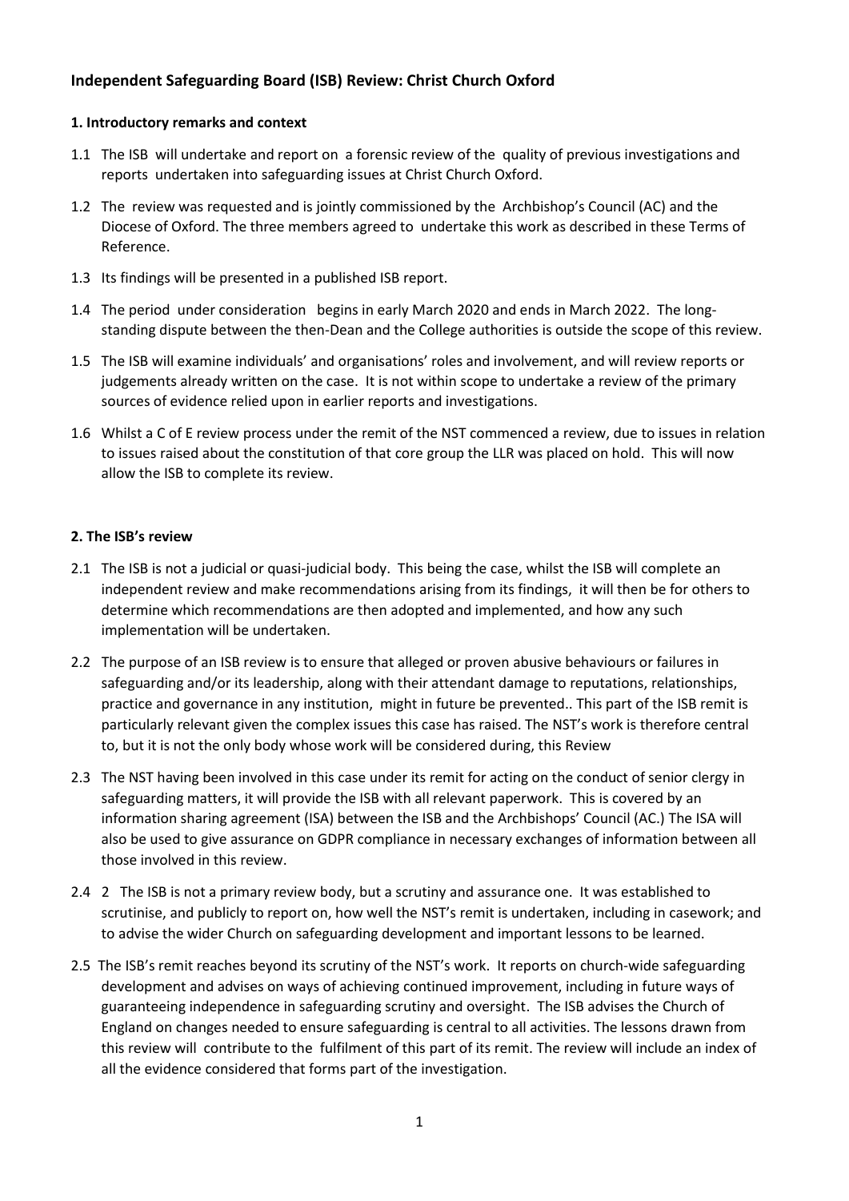# Independent Safeguarding Board (ISB) Review: Christ Church Oxford

## 1. Introductory remarks and context

1.1 The ISB will undertake and report on a forensic review of the quality of previous investigations and reports undertaken into safeguarding issues at Christ Church Oxford.

1.2 The review was requested and is jointly commissioned by the Archbishop's Council (AC) and the Diocese of Oxford. The three members agreed to undertake this work as described in these Terms of Reference.

1.3 Its findings will be presented in a published ISB report.

1.4 The period under consideration begins in early March 2020 and ends in March 2022. The long-standing dispute between the then-Dean and the College authorities is outside the scope of this review.

1.5 The ISB will examine individuals' and organisations' roles and involvement, and will review reports or judgements already written on the case. It is not within scope to undertake a review of the primary sources of evidence relied upon in earlier reports and investigations.

1.6 Whilst a C of E review process under the remit of the NST commenced a review, due to issues in relation to issues raised about the constitution of that core group the LLR was placed on hold. This will now allow the ISB to complete its review.

## 2. The ISB's review

2.1 The ISB is not a judicial or quasi-judicial body. This being the case, whilst the ISB will complete an independent review and make recommendations arising from its findings, it will then be for others to determine which recommendations are then adopted and implemented, and how any such implementation will be undertaken.

2.2 The purpose of an ISB review is to ensure that alleged or proven abusive behaviours or failures in safeguarding and/or its leadership, along with their attendant damage to reputations, relationships, practice and governance in any institution, might in future be prevented.. This part of the ISB remit is particularly relevant given the complex issues this case has raised. The NST's work is therefore central to, but it is not the only body whose work will be considered during, this Review

2.3 The NST having been involved in this case under its remit for acting on the conduct of senior clergy in safeguarding matters, it will provide the ISB with all relevant paperwork. This is covered by an information sharing agreement (ISA) between the ISB and the Archbishops' Council (AC.) The ISA will also be used to give assurance on GDPR compliance in necessary exchanges of information between all those involved in this review.

2.4 2 The ISB is not a primary review body, but a scrutiny and assurance one. It was established to scrutinise, and publicly to report on, how well the NST's remit is undertaken, including in casework; and to advise the wider Church on safeguarding development and important lessons to be learned.

2.5 The ISB's remit reaches beyond its scrutiny of the NST's work. It reports on church-wide safeguarding development and advises on ways of achieving continued improvement, including in future ways of guaranteeing independence in safeguarding scrutiny and oversight. The ISB advises the Church of England on changes needed to ensure safeguarding is central to all activities. The lessons drawn from this review will contribute to the fulfilment of this part of its remit. The review will include an index of all the evidence considered that forms part of the investigation.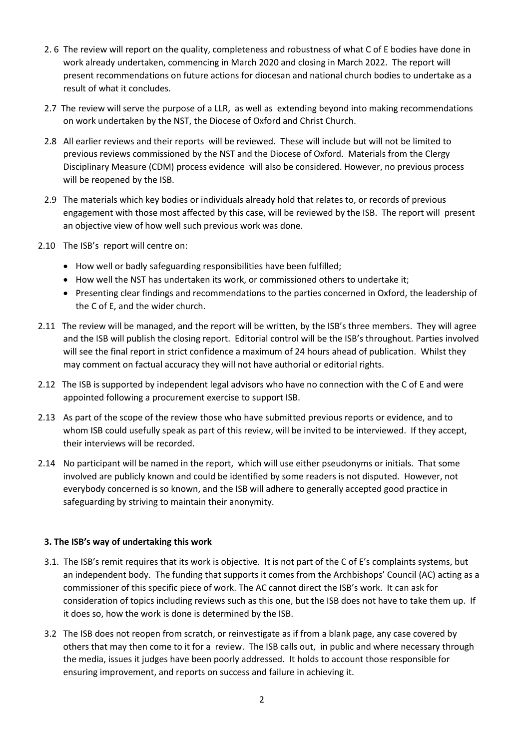2.6 The review will report on the quality, completeness and robustness of what C of E bodies have done in work already undertaken, commencing in March 2020 and closing in March 2022. The report will present recommendations on future actions for diocesan and national church bodies to undertake as a result of what it concludes.

2.7 The review will serve the purpose of a LLR, as well as extending beyond into making recommendations on work undertaken by the NST, the Diocese of Oxford and Christ Church.

2.8 All earlier reviews and their reports will be reviewed. These will include but will not be limited to previous reviews commissioned by the NST and the Diocese of Oxford. Materials from the Clergy Disciplinary Measure (CDM) process evidence will also be considered. However, no previous process will be reopened by the ISB.

2.9 The materials which key bodies or individuals already hold that relates to, or records of previous engagement with those most affected by this case, will be reviewed by the ISB. The report will present an objective view of how well such previous work was done.

2.10 The ISB's report will centre on:

- How well or badly safeguarding responsibilities have been fulfilled;
- How well the NST has undertaken its work, or commissioned others to undertake it;
- Presenting clear findings and recommendations to the parties concerned in Oxford, the leadership of the C of E, and the wider church.

2.11 The review will be managed, and the report will be written, by the ISB's three members. They will agree and the ISB will publish the closing report. Editorial control will be the ISB's throughout. Parties involved will see the final report in strict confidence a maximum of 24 hours ahead of publication. Whilst they may comment on factual accuracy they will not have authorial or editorial rights.

2.12 The ISB is supported by independent legal advisors who have no connection with the C of E and were appointed following a procurement exercise to support ISB.

2.13 As part of the scope of the review those who have submitted previous reports or evidence, and to whom ISB could usefully speak as part of this review, will be invited to be interviewed. If they accept, their interviews will be recorded.

2.14 No participant will be named in the report, which will use either pseudonyms or initials. That some involved are publicly known and could be identified by some readers is not disputed. However, not everybody concerned is so known, and the ISB will adhere to generally accepted good practice in safeguarding by striving to maintain their anonymity.

### 3. The ISB's way of undertaking this work

3.1. The ISB's remit requires that its work is objective. It is not part of the C of E's complaints systems, but an independent body. The funding that supports it comes from the Archbishops' Council (AC) acting as a commissioner of this specific piece of work. The AC cannot direct the ISB's work. It can ask for consideration of topics including reviews such as this one, but the ISB does not have to take them up. If it does so, how the work is done is determined by the ISB.

3.2 The ISB does not reopen from scratch, or reinvestigate as if from a blank page, any case covered by others that may then come to it for a review. The ISB calls out, in public and where necessary through the media, issues it judges have been poorly addressed. It holds to account those responsible for ensuring improvement, and reports on success and failure in achieving it.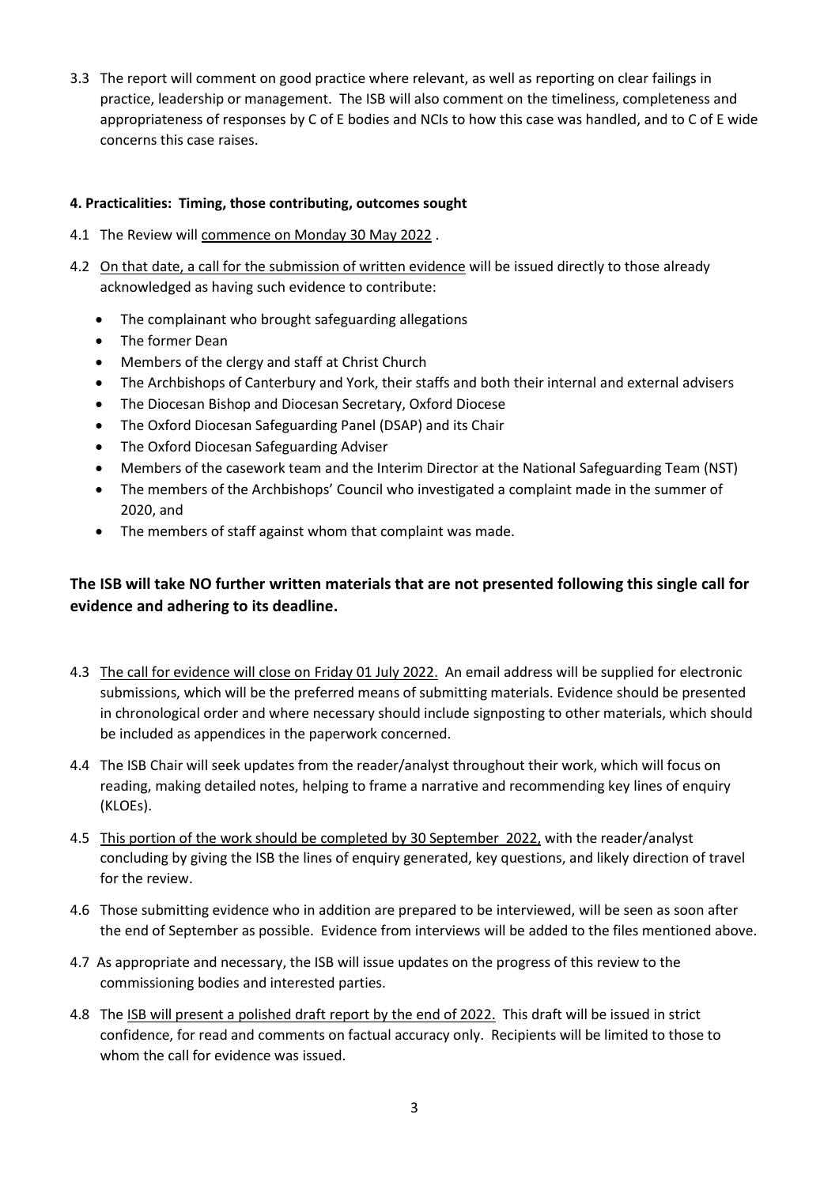3.3 The report will comment on good practice where relevant, as well as reporting on clear failings in practice, leadership or management. The ISB will also comment on the timeliness, completeness and appropriateness of responses by C of E bodies and NCIs to how this case was handled, and to C of E wide concerns this case raises.

**4. Practicalities: Timing, those contributing, outcomes sought**

4.1 The Review will commence on Monday 30 May 2022 .

4.2 On that date, a call for the submission of written evidence will be issued directly to those already acknowledged as having such evidence to contribute:

- The complainant who brought safeguarding allegations
- The former Dean
- Members of the clergy and staff at Christ Church
- The Archbishops of Canterbury and York, their staffs and both their internal and external advisers
- The Diocesan Bishop and Diocesan Secretary, Oxford Diocese
- The Oxford Diocesan Safeguarding Panel (DSAP) and its Chair
- The Oxford Diocesan Safeguarding Adviser
- Members of the casework team and the Interim Director at the National Safeguarding Team (NST)
- The members of the Archbishops' Council who investigated a complaint made in the summer of 2020, and
- The members of staff against whom that complaint was made.

**The ISB will take NO further written materials that are not presented following this single call for evidence and adhering to its deadline.**

4.3 The call for evidence will close on Friday 01 July 2022. An email address will be supplied for electronic submissions, which will be the preferred means of submitting materials. Evidence should be presented in chronological order and where necessary should include signposting to other materials, which should be included as appendices in the paperwork concerned.

4.4 The ISB Chair will seek updates from the reader/analyst throughout their work, which will focus on reading, making detailed notes, helping to frame a narrative and recommending key lines of enquiry (KLOEs).

4.5 This portion of the work should be completed by 30 September 2022, with the reader/analyst concluding by giving the ISB the lines of enquiry generated, key questions, and likely direction of travel for the review.

4.6 Those submitting evidence who in addition are prepared to be interviewed, will be seen as soon after the end of September as possible. Evidence from interviews will be added to the files mentioned above.

4.7 As appropriate and necessary, the ISB will issue updates on the progress of this review to the commissioning bodies and interested parties.

4.8 The ISB will present a polished draft report by the end of 2022. This draft will be issued in strict confidence, for read and comments on factual accuracy only. Recipients will be limited to those to whom the call for evidence was issued.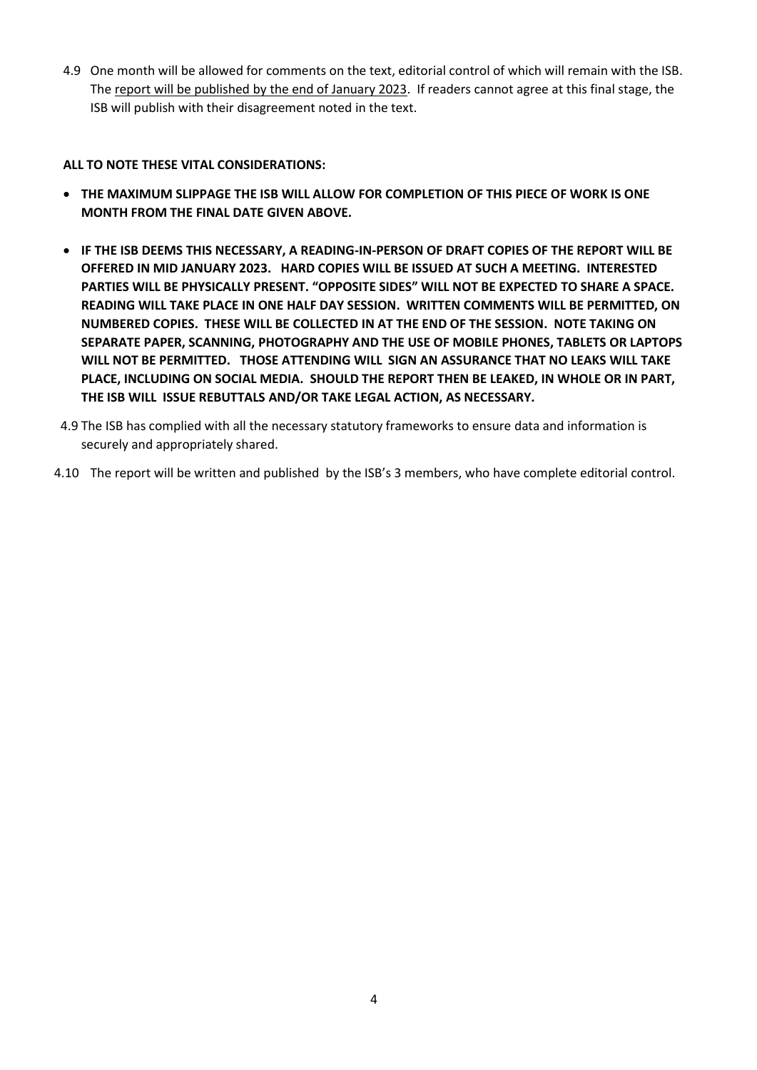4.9 One month will be allowed for comments on the text, editorial control of which will remain with the ISB. The report will be published by the end of January 2023. If readers cannot agree at this final stage, the ISB will publish with their disagreement noted in the text.

**ALL TO NOTE THESE VITAL CONSIDERATIONS:**

- **THE MAXIMUM SLIPPAGE THE ISB WILL ALLOW FOR COMPLETION OF THIS PIECE OF WORK IS ONE MONTH FROM THE FINAL DATE GIVEN ABOVE.**
- **IF THE ISB DEEMS THIS NECESSARY, A READING-IN-PERSON OF DRAFT COPIES OF THE REPORT WILL BE OFFERED IN MID JANUARY 2023. HARD COPIES WILL BE ISSUED AT SUCH A MEETING. INTERESTED PARTIES WILL BE PHYSICALLY PRESENT. "OPPOSITE SIDES" WILL NOT BE EXPECTED TO SHARE A SPACE. READING WILL TAKE PLACE IN ONE HALF DAY SESSION. WRITTEN COMMENTS WILL BE PERMITTED, ON NUMBERED COPIES. THESE WILL BE COLLECTED IN AT THE END OF THE SESSION. NOTE TAKING ON SEPARATE PAPER, SCANNING, PHOTOGRAPHY AND THE USE OF MOBILE PHONES, TABLETS OR LAPTOPS WILL NOT BE PERMITTED. THOSE ATTENDING WILL SIGN AN ASSURANCE THAT NO LEAKS WILL TAKE PLACE, INCLUDING ON SOCIAL MEDIA. SHOULD THE REPORT THEN BE LEAKED, IN WHOLE OR IN PART, THE ISB WILL ISSUE REBUTTALS AND/OR TAKE LEGAL ACTION, AS NECESSARY.**

4.9 The ISB has complied with all the necessary statutory frameworks to ensure data and information is securely and appropriately shared.

4.10 The report will be written and published by the ISB's 3 members, who have complete editorial control.